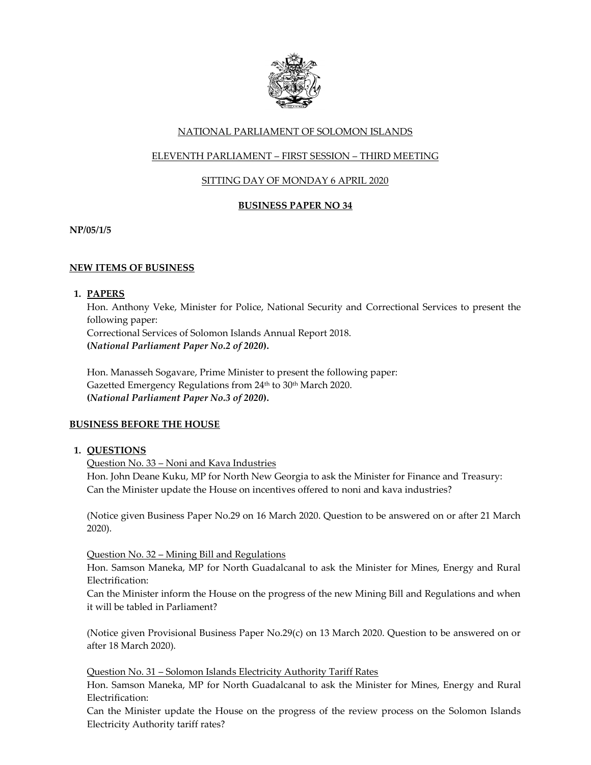NATIONAL PARLIAMENT OF SOLOMON ISLANDS

ELEVENTH PARLIAMENT – FIRST SESSION – THIRD MEETING

SITTING DAY OF MONDAY 6 APRIL 2020

**BUSINESS PAPER NO 34**

**NP/05/1/5**

## NEW ITEMS OF BUSINESS

### 1. PAPERS

Hon. Anthony Veke, Minister for Police, National Security and Correctional Services to present the following paper:
Correctional Services of Solomon Islands Annual Report 2018.
**(*National Parliament Paper No.2 of 2020*).**

Hon. Manasseh Sogavare, Prime Minister to present the following paper:
Gazetted Emergency Regulations from 24th to 30th March 2020.
**(*National Parliament Paper No.3 of 2020*).**

## BUSINESS BEFORE THE HOUSE

### 1. QUESTIONS

Question No. 33 – Noni and Kava Industries
Hon. John Deane Kuku, MP for North New Georgia to ask the Minister for Finance and Treasury:
Can the Minister update the House on incentives offered to noni and kava industries?

(Notice given Business Paper No.29 on 16 March 2020. Question to be answered on or after 21 March 2020).

Question No. 32 – Mining Bill and Regulations
Hon. Samson Maneka, MP for North Guadalcanal to ask the Minister for Mines, Energy and Rural Electrification:
Can the Minister inform the House on the progress of the new Mining Bill and Regulations and when it will be tabled in Parliament?

(Notice given Provisional Business Paper No.29(c) on 13 March 2020. Question to be answered on or after 18 March 2020).

Question No. 31 – Solomon Islands Electricity Authority Tariff Rates
Hon. Samson Maneka, MP for North Guadalcanal to ask the Minister for Mines, Energy and Rural Electrification:
Can the Minister update the House on the progress of the review process on the Solomon Islands Electricity Authority tariff rates?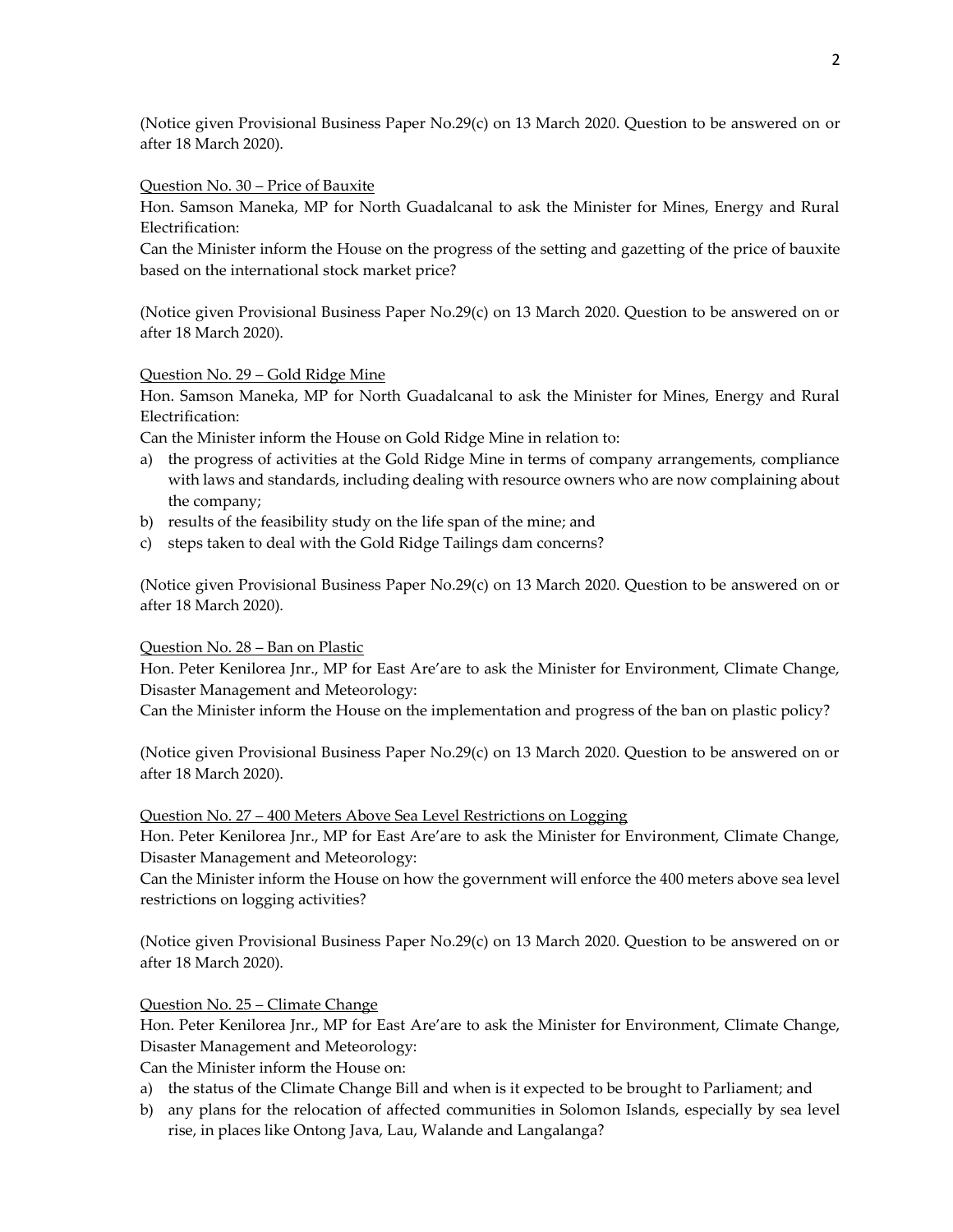(Notice given Provisional Business Paper No.29(c) on 13 March 2020. Question to be answered on or after 18 March 2020).

<u>Question No. 30 – Price of Bauxite</u>

Hon. Samson Maneka, MP for North Guadalcanal to ask the Minister for Mines, Energy and Rural Electrification:

Can the Minister inform the House on the progress of the setting and gazetting of the price of bauxite based on the international stock market price?

(Notice given Provisional Business Paper No.29(c) on 13 March 2020. Question to be answered on or after 18 March 2020).

<u>Question No. 29 – Gold Ridge Mine</u>

Hon. Samson Maneka, MP for North Guadalcanal to ask the Minister for Mines, Energy and Rural Electrification:

Can the Minister inform the House on Gold Ridge Mine in relation to:

a) the progress of activities at the Gold Ridge Mine in terms of company arrangements, compliance with laws and standards, including dealing with resource owners who are now complaining about the company;
b) results of the feasibility study on the life span of the mine; and
c) steps taken to deal with the Gold Ridge Tailings dam concerns?

(Notice given Provisional Business Paper No.29(c) on 13 March 2020. Question to be answered on or after 18 March 2020).

<u>Question No. 28 – Ban on Plastic</u>

Hon. Peter Kenilorea Jnr., MP for East Are'are to ask the Minister for Environment, Climate Change, Disaster Management and Meteorology:

Can the Minister inform the House on the implementation and progress of the ban on plastic policy?

(Notice given Provisional Business Paper No.29(c) on 13 March 2020. Question to be answered on or after 18 March 2020).

<u>Question No. 27 – 400 Meters Above Sea Level Restrictions on Logging</u>

Hon. Peter Kenilorea Jnr., MP for East Are'are to ask the Minister for Environment, Climate Change, Disaster Management and Meteorology:

Can the Minister inform the House on how the government will enforce the 400 meters above sea level restrictions on logging activities?

(Notice given Provisional Business Paper No.29(c) on 13 March 2020. Question to be answered on or after 18 March 2020).

<u>Question No. 25 – Climate Change</u>

Hon. Peter Kenilorea Jnr., MP for East Are'are to ask the Minister for Environment, Climate Change, Disaster Management and Meteorology:

Can the Minister inform the House on:

a) the status of the Climate Change Bill and when is it expected to be brought to Parliament; and
b) any plans for the relocation of affected communities in Solomon Islands, especially by sea level rise, in places like Ontong Java, Lau, Walande and Langalanga?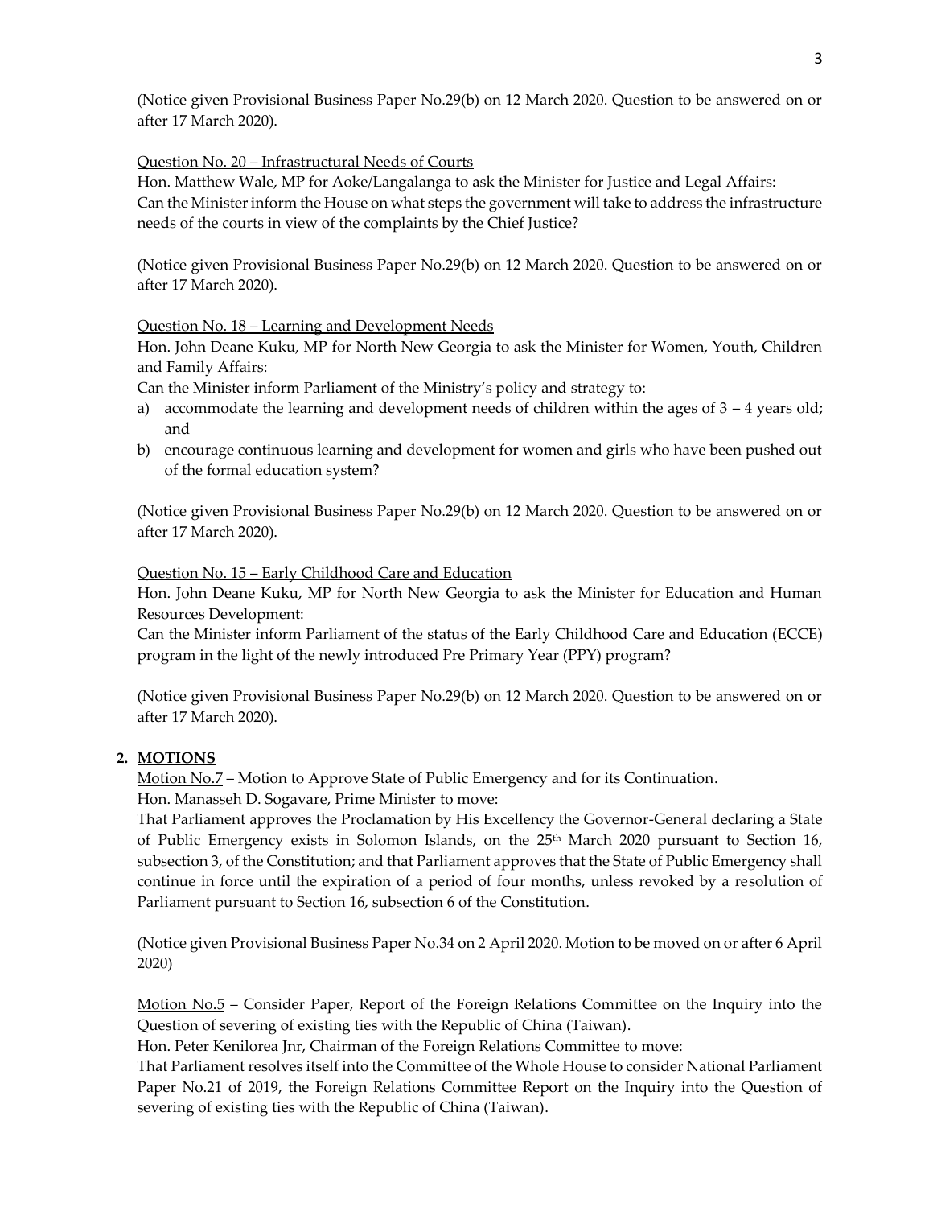(Notice given Provisional Business Paper No.29(b) on 12 March 2020. Question to be answered on or after 17 March 2020).

Question No. 20 – Infrastructural Needs of Courts

Hon. Matthew Wale, MP for Aoke/Langalanga to ask the Minister for Justice and Legal Affairs:
Can the Minister inform the House on what steps the government will take to address the infrastructure needs of the courts in view of the complaints by the Chief Justice?

(Notice given Provisional Business Paper No.29(b) on 12 March 2020. Question to be answered on or after 17 March 2020).

Question No. 18 – Learning and Development Needs

Hon. John Deane Kuku, MP for North New Georgia to ask the Minister for Women, Youth, Children and Family Affairs:
Can the Minister inform Parliament of the Ministry's policy and strategy to:

a) accommodate the learning and development needs of children within the ages of 3 – 4 years old; and
b) encourage continuous learning and development for women and girls who have been pushed out of the formal education system?

(Notice given Provisional Business Paper No.29(b) on 12 March 2020. Question to be answered on or after 17 March 2020).

Question No. 15 – Early Childhood Care and Education

Hon. John Deane Kuku, MP for North New Georgia to ask the Minister for Education and Human Resources Development:
Can the Minister inform Parliament of the status of the Early Childhood Care and Education (ECCE) program in the light of the newly introduced Pre Primary Year (PPY) program?

(Notice given Provisional Business Paper No.29(b) on 12 March 2020. Question to be answered on or after 17 March 2020).

## 2. MOTIONS

Motion No.7 – Motion to Approve State of Public Emergency and for its Continuation.
Hon. Manasseh D. Sogavare, Prime Minister to move:
That Parliament approves the Proclamation by His Excellency the Governor-General declaring a State of Public Emergency exists in Solomon Islands, on the 25th March 2020 pursuant to Section 16, subsection 3, of the Constitution; and that Parliament approves that the State of Public Emergency shall continue in force until the expiration of a period of four months, unless revoked by a resolution of Parliament pursuant to Section 16, subsection 6 of the Constitution.

(Notice given Provisional Business Paper No.34 on 2 April 2020. Motion to be moved on or after 6 April 2020)

Motion No.5 – Consider Paper, Report of the Foreign Relations Committee on the Inquiry into the Question of severing of existing ties with the Republic of China (Taiwan).
Hon. Peter Kenilorea Jnr, Chairman of the Foreign Relations Committee to move:
That Parliament resolves itself into the Committee of the Whole House to consider National Parliament Paper No.21 of 2019, the Foreign Relations Committee Report on the Inquiry into the Question of severing of existing ties with the Republic of China (Taiwan).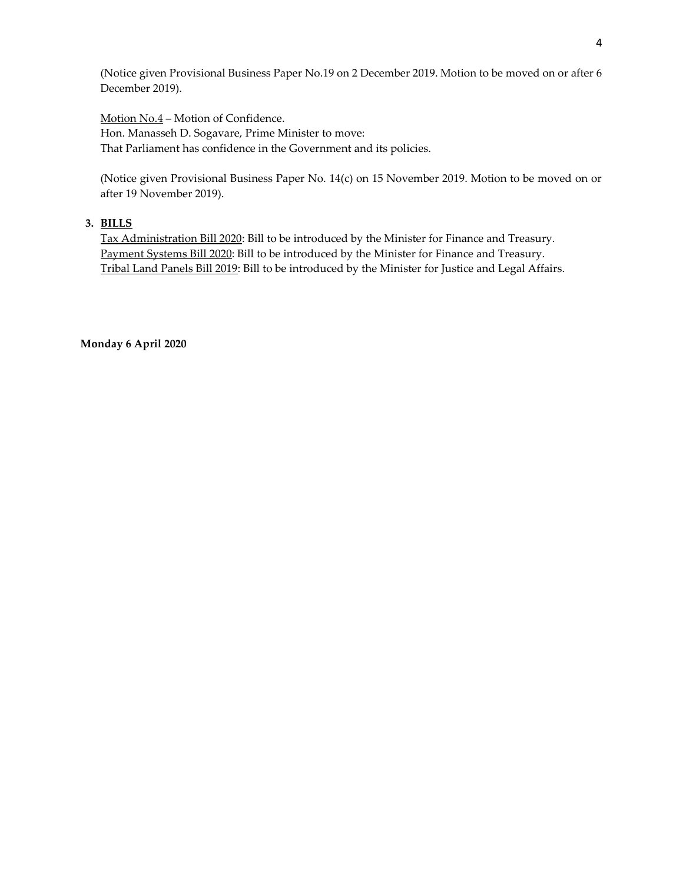(Notice given Provisional Business Paper No.19 on 2 December 2019. Motion to be moved on or after 6 December 2019).

Motion No.4 – Motion of Confidence.
Hon. Manasseh D. Sogavare, Prime Minister to move:
That Parliament has confidence in the Government and its policies.

(Notice given Provisional Business Paper No. 14(c) on 15 November 2019. Motion to be moved on or after 19 November 2019).

**3. BILLS**

Tax Administration Bill 2020: Bill to be introduced by the Minister for Finance and Treasury.
Payment Systems Bill 2020: Bill to be introduced by the Minister for Finance and Treasury.
Tribal Land Panels Bill 2019: Bill to be introduced by the Minister for Justice and Legal Affairs.

**Monday 6 April 2020**